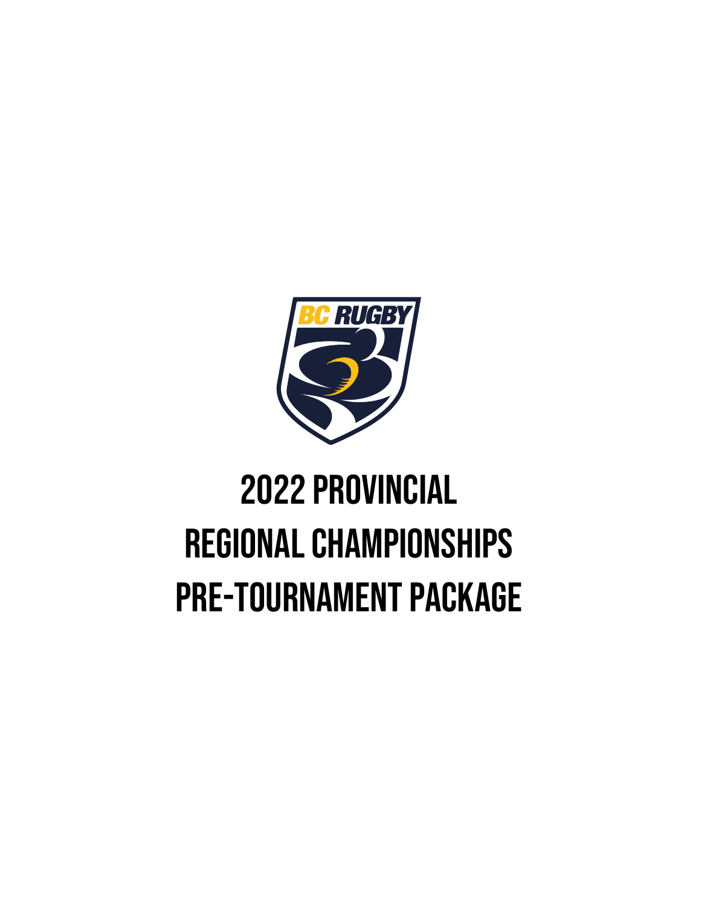# 2022 PROVINCIAL REGIONAL CHAMPIONSHIPS PRE-TOURNAMENT PACKAGE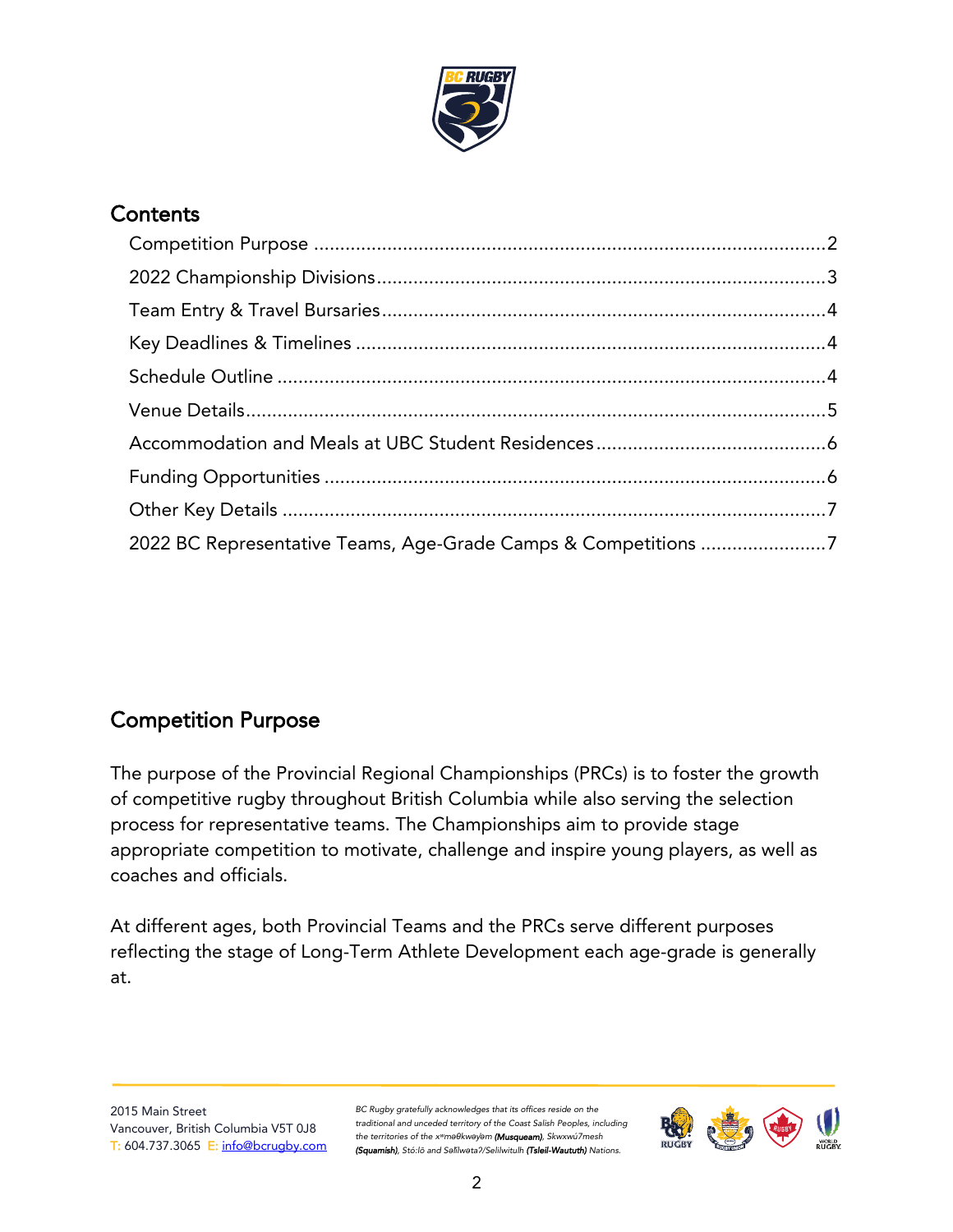## Contents

- Competition Purpose ........................................................................................2
- 2022 Championship Divisions..........................................................................3
- Team Entry & Travel Bursaries.........................................................................4
- Key Deadlines & Timelines ..............................................................................4
- Schedule Outline ..............................................................................................4
- Venue Details....................................................................................................5
- Accommodation and Meals at UBC Student Residences...................................6
- Funding Opportunities .....................................................................................6
- Other Key Details .............................................................................................7
- 2022 BC Representative Teams, Age-Grade Camps & Competitions ........................7

## Competition Purpose

The purpose of the Provincial Regional Championships (PRCs) is to foster the growth of competitive rugby throughout British Columbia while also serving the selection process for representative teams. The Championships aim to provide stage appropriate competition to motivate, challenge and inspire young players, as well as coaches and officials.

At different ages, both Provincial Teams and the PRCs serve different purposes reflecting the stage of Long-Term Athlete Development each age-grade is generally at.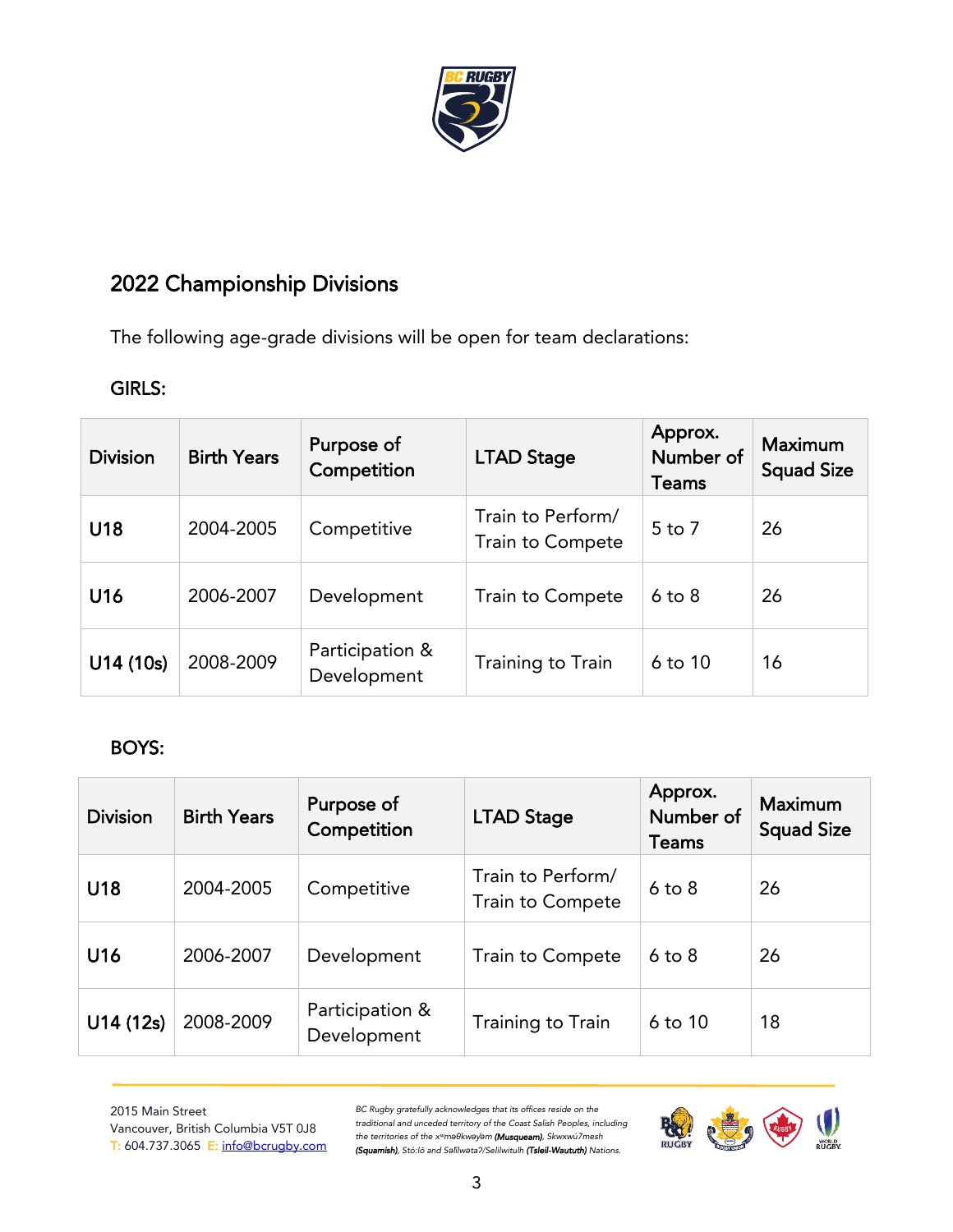## 2022 Championship Divisions

The following age-grade divisions will be open for team declarations:

GIRLS:

| Division | Birth Years | Purpose of Competition | LTAD Stage | Approx. Number of Teams | Maximum Squad Size |
|---|---|---|---|---|---|
| **U18** | 2004-2005 | Competitive | Train to Perform/ Train to Compete | 5 to 7 | 26 |
| **U16** | 2006-2007 | Development | Train to Compete | 6 to 8 | 26 |
| **U14 (10s)** | 2008-2009 | Participation & Development | Training to Train | 6 to 10 | 16 |

BOYS:

| Division | Birth Years | Purpose of Competition | LTAD Stage | Approx. Number of Teams | Maximum Squad Size |
|---|---|---|---|---|---|
| **U18** | 2004-2005 | Competitive | Train to Perform/ Train to Compete | 6 to 8 | 26 |
| **U16** | 2006-2007 | Development | Train to Compete | 6 to 8 | 26 |
| **U14 (12s)** | 2008-2009 | Participation & Development | Training to Train | 6 to 10 | 18 |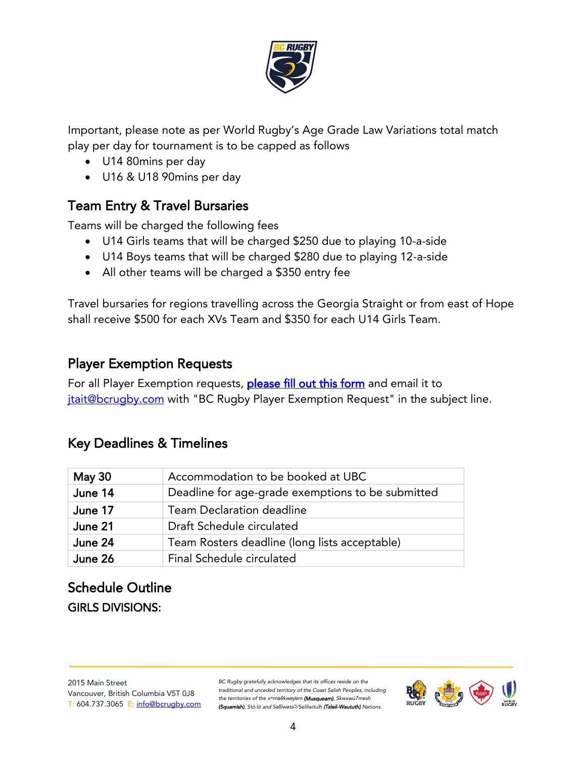Important, please note as per World Rugby's Age Grade Law Variations total match play per day for tournament is to be capped as follows

- U14 80mins per day
- U16 & U18 90mins per day

## Team Entry & Travel Bursaries

Teams will be charged the following fees

- U14 Girls teams that will be charged $250 due to playing 10-a-side
- U14 Boys teams that will be charged $280 due to playing 12-a-side
- All other teams will be charged a $350 entry fee

Travel bursaries for regions travelling across the Georgia Straight or from east of Hope shall receive $500 for each XVs Team and $350 for each U14 Girls Team.

## Player Exemption Requests

For all Player Exemption requests, [please fill out this form] and email it to jtait@bcrugby.com with "BC Rugby Player Exemption Request" in the subject line.

## Key Deadlines & Timelines

| | |
|---|---|
| **May 30** | Accommodation to be booked at UBC |
| **June 14** | Deadline for age-grade exemptions to be submitted |
| **June 17** | Team Declaration deadline |
| **June 21** | Draft Schedule circulated |
| **June 24** | Team Rosters deadline (long lists acceptable) |
| **June 26** | Final Schedule circulated |

## Schedule Outline

### GIRLS DIVISIONS: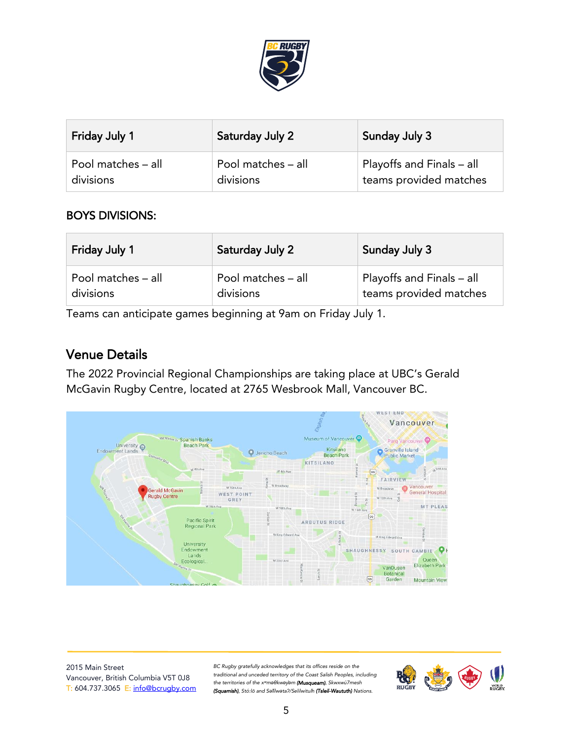| Friday July 1 | Saturday July 2 | Sunday July 3 |
|---|---|---|
| Pool matches – all divisions | Pool matches – all divisions | Playoffs and Finals – all teams provided matches |

BOYS DIVISIONS:

| Friday July 1 | Saturday July 2 | Sunday July 3 |
|---|---|---|
| Pool matches – all divisions | Pool matches – all divisions | Playoffs and Finals – all teams provided matches |

Teams can anticipate games beginning at 9am on Friday July 1.

## Venue Details

The 2022 Provincial Regional Championships are taking place at UBC's Gerald McGavin Rugby Centre, located at 2765 Wesbrook Mall, Vancouver BC.

2015 Main Street
Vancouver, British Columbia V5T 0J8
T: 604.737.3065 E: info@bcrugby.com

*BC Rugby gratefully acknowledges that its offices reside on the traditional and unceded territory of the Coast Salish Peoples, including the territories of the xʷməθkʷəy̓əm **(Musqueam)**, Skwxwú7mesh **(Squamish)**, Stó:lō and Səl̓ílwətaʔ/Selilwitulh **(Tsleil-Waututh)** Nations.*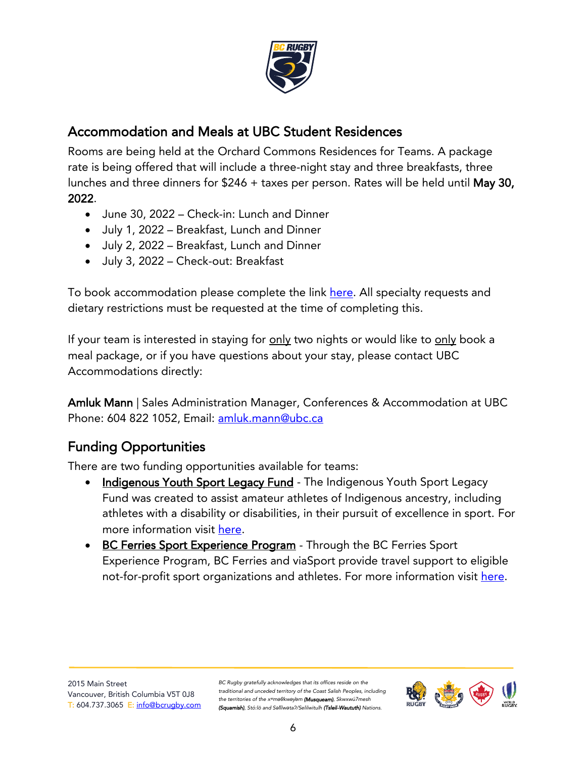## Accommodation and Meals at UBC Student Residences

Rooms are being held at the Orchard Commons Residences for Teams. A package rate is being offered that will include a three-night stay and three breakfasts, three lunches and three dinners for $246 + taxes per person. Rates will be held until **May 30, 2022**.

- June 30, 2022 – Check-in: Lunch and Dinner
- July 1, 2022 – Breakfast, Lunch and Dinner
- July 2, 2022 – Breakfast, Lunch and Dinner
- July 3, 2022 – Check-out: Breakfast

To book accommodation please complete the link here. All specialty requests and dietary restrictions must be requested at the time of completing this.

If your team is interested in staying for only two nights or would like to only book a meal package, or if you have questions about your stay, please contact UBC Accommodations directly:

**Amluk Mann** | Sales Administration Manager, Conferences & Accommodation at UBC
Phone: 604 822 1052, Email: amluk.mann@ubc.ca

## Funding Opportunities

There are two funding opportunities available for teams:

- Indigenous Youth Sport Legacy Fund - The Indigenous Youth Sport Legacy Fund was created to assist amateur athletes of Indigenous ancestry, including athletes with a disability or disabilities, in their pursuit of excellence in sport. For more information visit here.
- BC Ferries Sport Experience Program - Through the BC Ferries Sport Experience Program, BC Ferries and viaSport provide travel support to eligible not-for-profit sport organizations and athletes. For more information visit here.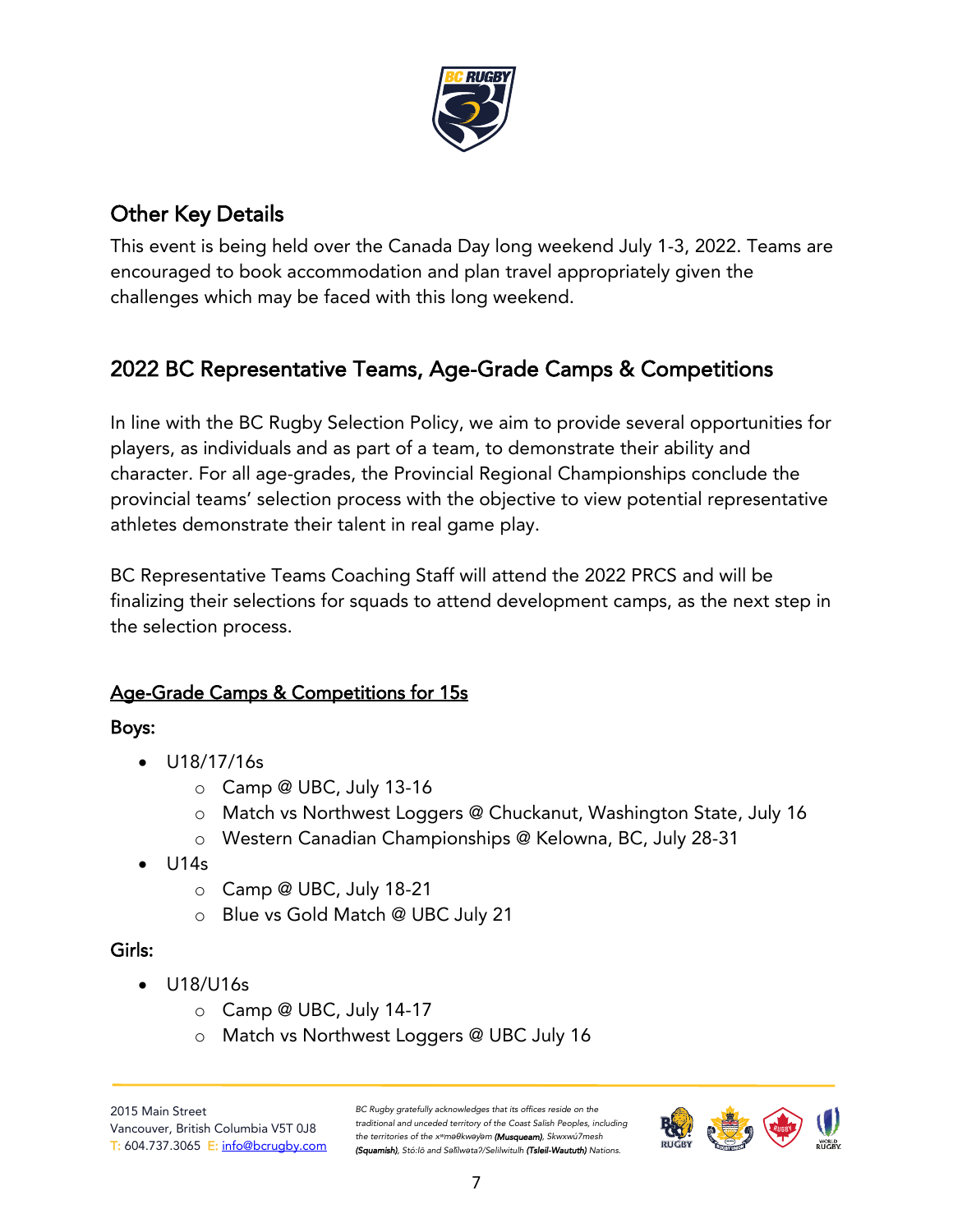## Other Key Details

This event is being held over the Canada Day long weekend July 1-3, 2022. Teams are encouraged to book accommodation and plan travel appropriately given the challenges which may be faced with this long weekend.

## 2022 BC Representative Teams, Age-Grade Camps & Competitions

In line with the BC Rugby Selection Policy, we aim to provide several opportunities for players, as individuals and as part of a team, to demonstrate their ability and character. For all age-grades, the Provincial Regional Championships conclude the provincial teams' selection process with the objective to view potential representative athletes demonstrate their talent in real game play.

BC Representative Teams Coaching Staff will attend the 2022 PRCS and will be finalizing their selections for squads to attend development camps, as the next step in the selection process.

### Age-Grade Camps & Competitions for 15s

**Boys:**

- U18/17/16s
  - Camp @ UBC, July 13-16
  - Match vs Northwest Loggers @ Chuckanut, Washington State, July 16
  - Western Canadian Championships @ Kelowna, BC, July 28-31
- U14s
  - Camp @ UBC, July 18-21
  - Blue vs Gold Match @ UBC July 21

**Girls:**

- U18/U16s
  - Camp @ UBC, July 14-17
  - Match vs Northwest Loggers @ UBC July 16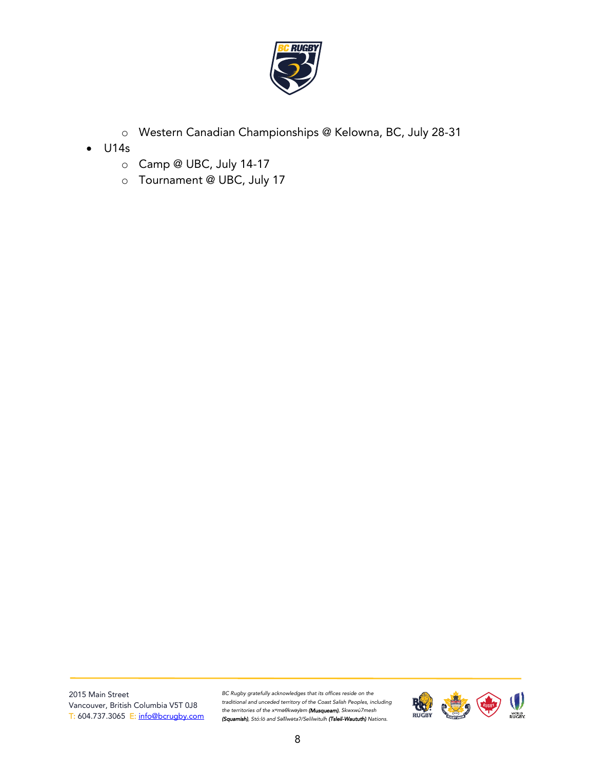- Western Canadian Championships @ Kelowna, BC, July 28-31
- U14s
  - Camp @ UBC, July 14-17
  - Tournament @ UBC, July 17